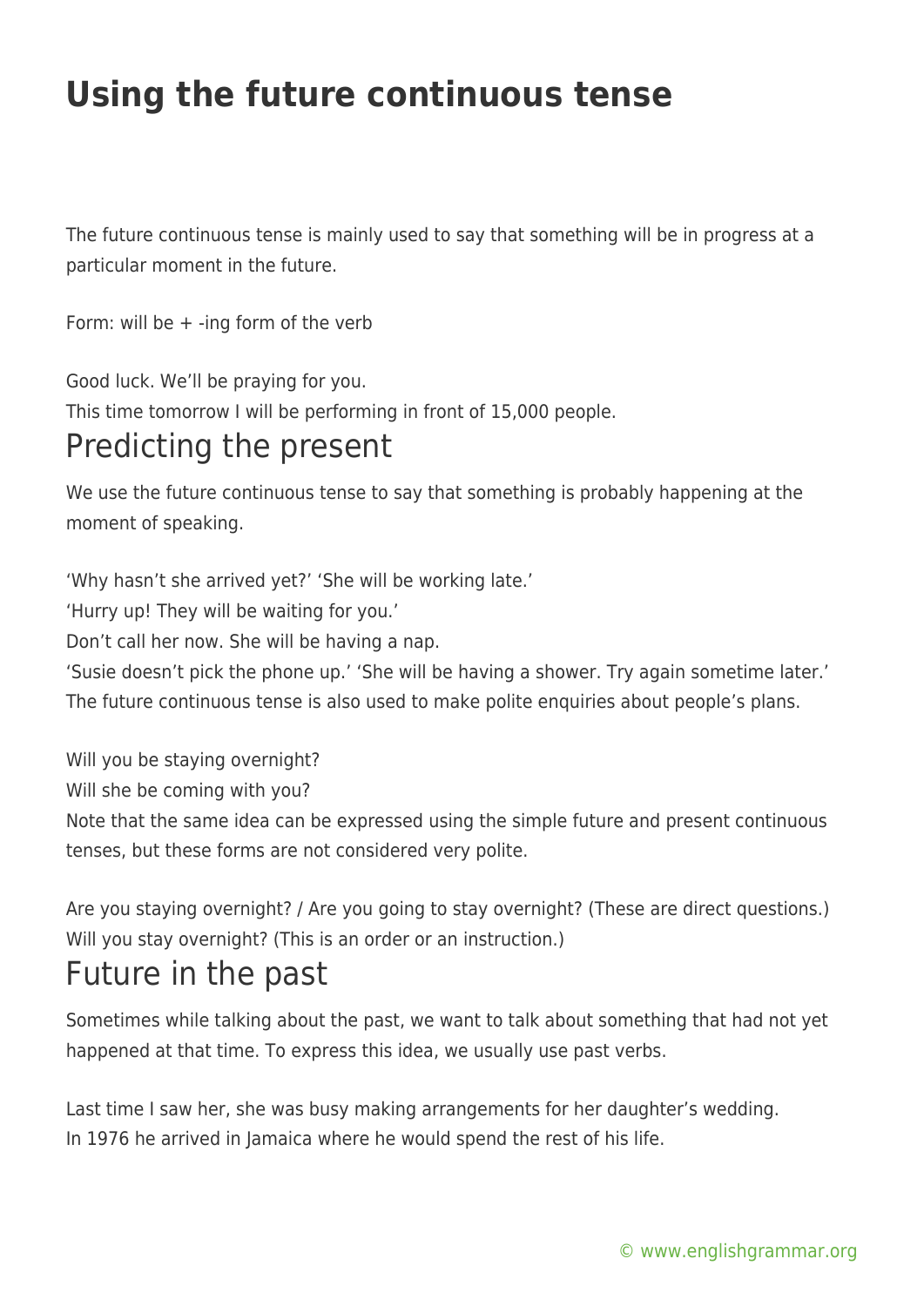# Using the future continuous tense

The future continuous tense is mainly used to say that something will be in progress at a particular moment in the future.

Form: will be + -ing form of the verb

Good luck. We'll be praying for you.
This time tomorrow I will be performing in front of 15,000 people.

## Predicting the present

We use the future continuous tense to say that something is probably happening at the moment of speaking.

'Why hasn't she arrived yet?' 'She will be working late.'
'Hurry up! They will be waiting for you.'
Don't call her now. She will be having a nap.
'Susie doesn't pick the phone up.' 'She will be having a shower. Try again sometime later.'
The future continuous tense is also used to make polite enquiries about people's plans.

Will you be staying overnight?
Will she be coming with you?
Note that the same idea can be expressed using the simple future and present continuous tenses, but these forms are not considered very polite.

Are you staying overnight? / Are you going to stay overnight? (These are direct questions.)
Will you stay overnight? (This is an order or an instruction.)

## Future in the past

Sometimes while talking about the past, we want to talk about something that had not yet happened at that time. To express this idea, we usually use past verbs.

Last time I saw her, she was busy making arrangements for her daughter's wedding.
In 1976 he arrived in Jamaica where he would spend the rest of his life.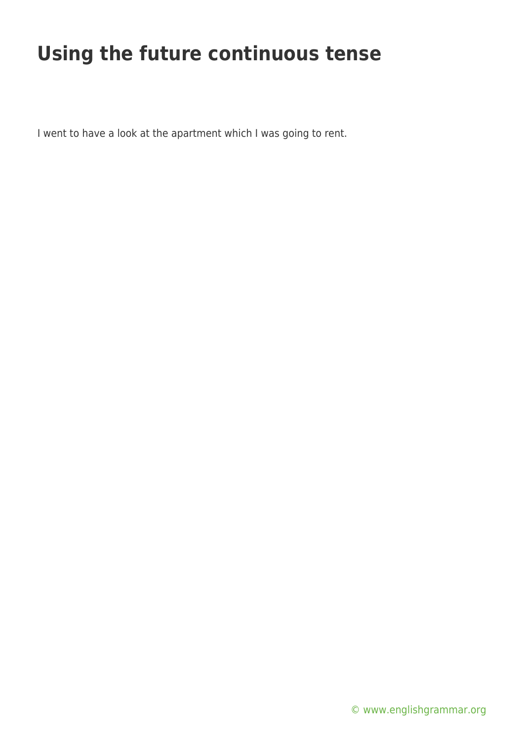# Using the future continuous tense

I went to have a look at the apartment which I was going to rent.